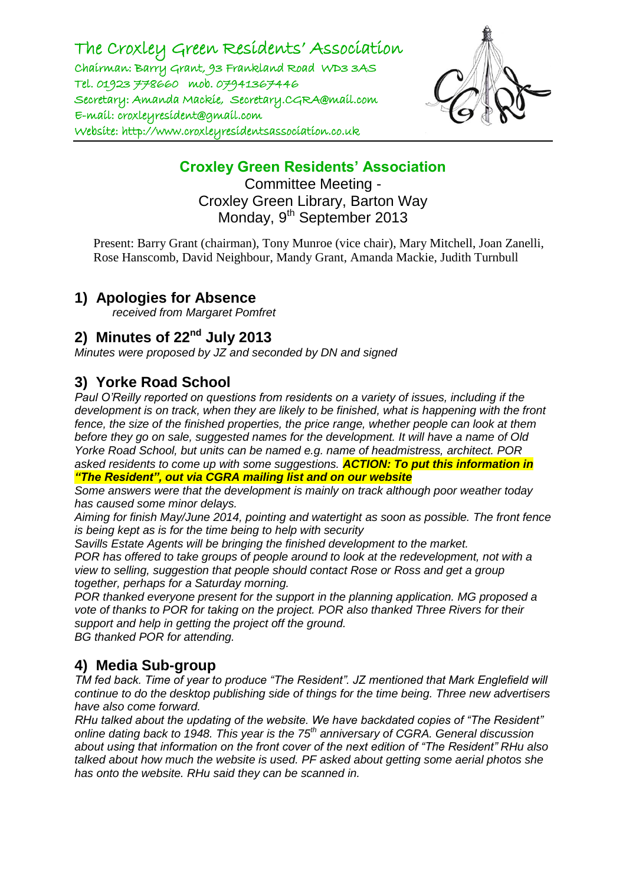# The Croxley Green Residents' Association

Chairman: Barry Grant, 93 Frankland Road WD3 3AS
Tel. 01923 778660 mob. 07941367446
Secretary: Amanda Mackie, Secretary.CGRA@mail.com
E-mail: croxleyresident@gmail.com
Website: http://www.croxleyresidentsassociation.co.uk

## Croxley Green Residents' Association

Committee Meeting -
Croxley Green Library, Barton Way
Monday, 9th September 2013

Present: Barry Grant (chairman), Tony Munroe (vice chair), Mary Mitchell, Joan Zanelli, Rose Hanscomb, David Neighbour, Mandy Grant, Amanda Mackie, Judith Turnbull

## 1) Apologies for Absence

*received from Margaret Pomfret*

## 2) Minutes of 22nd July 2013

*Minutes were proposed by JZ and seconded by DN and signed*

## 3) Yorke Road School

*Paul O'Reilly reported on questions from residents on a variety of issues, including if the development is on track, when they are likely to be finished, what is happening with the front fence, the size of the finished properties, the price range, whether people can look at them before they go on sale, suggested names for the development. It will have a name of Old Yorke Road School, but units can be named e.g. name of headmistress, architect. POR asked residents to come up with some suggestions.* ***ACTION: To put this information in "The Resident", out via CGRA mailing list and on our website***

*Some answers were that the development is mainly on track although poor weather today has caused some minor delays.*

*Aiming for finish May/June 2014, pointing and watertight as soon as possible. The front fence is being kept as is for the time being to help with security*

*Savills Estate Agents will be bringing the finished development to the market.*

*POR has offered to take groups of people around to look at the redevelopment, not with a view to selling, suggestion that people should contact Rose or Ross and get a group together, perhaps for a Saturday morning.*

*POR thanked everyone present for the support in the planning application. MG proposed a vote of thanks to POR for taking on the project. POR also thanked Three Rivers for their support and help in getting the project off the ground.*

*BG thanked POR for attending.*

## 4) Media Sub-group

*TM fed back. Time of year to produce "The Resident". JZ mentioned that Mark Englefield will continue to do the desktop publishing side of things for the time being. Three new advertisers have also come forward.*

*RHu talked about the updating of the website. We have backdated copies of "The Resident" online dating back to 1948. This year is the 75th anniversary of CGRA. General discussion about using that information on the front cover of the next edition of "The Resident" RHu also talked about how much the website is used. PF asked about getting some aerial photos she has onto the website. RHu said they can be scanned in.*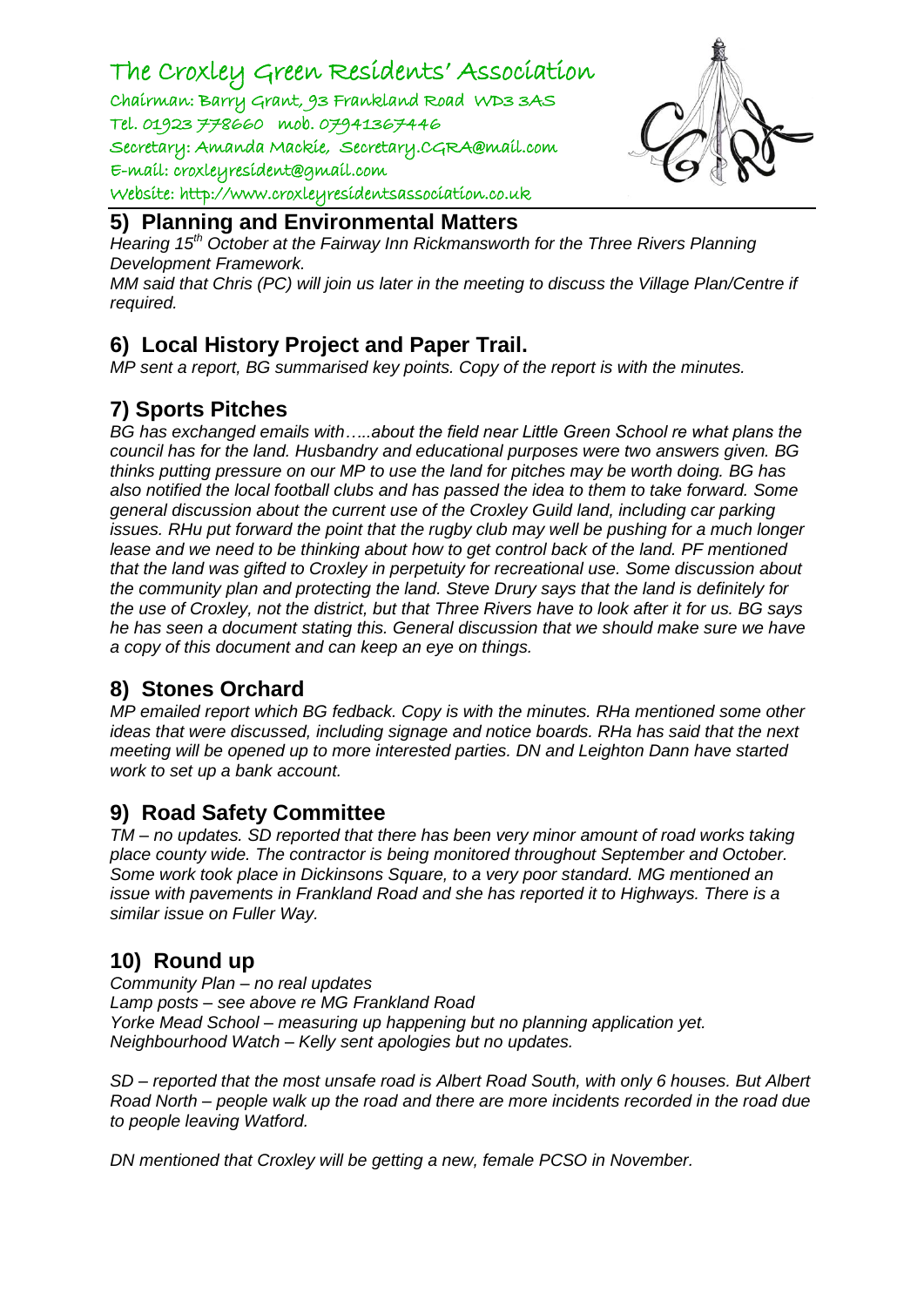The Croxley Green Residents' Association

Chairman: Barry Grant, 93 Frankland Road WD3 3AS
Tel. 01923 778660 mob. 07941367446
Secretary: Amanda Mackie, Secretary.CGRA@mail.com
E-mail: croxleyresident@gmail.com
Website: http://www.croxleyresidentsassociation.co.uk

## 5) Planning and Environmental Matters

*Hearing 15th October at the Fairway Inn Rickmansworth for the Three Rivers Planning Development Framework.*

*MM said that Chris (PC) will join us later in the meeting to discuss the Village Plan/Centre if required.*

## 6) Local History Project and Paper Trail.

*MP sent a report, BG summarised key points. Copy of the report is with the minutes.*

## 7) Sports Pitches

*BG has exchanged emails with…..about the field near Little Green School re what plans the council has for the land. Husbandry and educational purposes were two answers given. BG thinks putting pressure on our MP to use the land for pitches may be worth doing. BG has also notified the local football clubs and has passed the idea to them to take forward. Some general discussion about the current use of the Croxley Guild land, including car parking issues. RHu put forward the point that the rugby club may well be pushing for a much longer lease and we need to be thinking about how to get control back of the land. PF mentioned that the land was gifted to Croxley in perpetuity for recreational use. Some discussion about the community plan and protecting the land. Steve Drury says that the land is definitely for the use of Croxley, not the district, but that Three Rivers have to look after it for us. BG says he has seen a document stating this. General discussion that we should make sure we have a copy of this document and can keep an eye on things.*

## 8) Stones Orchard

*MP emailed report which BG fedback. Copy is with the minutes. RHa mentioned some other ideas that were discussed, including signage and notice boards. RHa has said that the next meeting will be opened up to more interested parties. DN and Leighton Dann have started work to set up a bank account.*

## 9) Road Safety Committee

*TM – no updates. SD reported that there has been very minor amount of road works taking place county wide. The contractor is being monitored throughout September and October. Some work took place in Dickinsons Square, to a very poor standard. MG mentioned an issue with pavements in Frankland Road and she has reported it to Highways. There is a similar issue on Fuller Way.*

## 10) Round up

*Community Plan – no real updates*
*Lamp posts – see above re MG Frankland Road*
*Yorke Mead School – measuring up happening but no planning application yet.*
*Neighbourhood Watch – Kelly sent apologies but no updates.*

*SD – reported that the most unsafe road is Albert Road South, with only 6 houses. But Albert Road North – people walk up the road and there are more incidents recorded in the road due to people leaving Watford.*

*DN mentioned that Croxley will be getting a new, female PCSO in November.*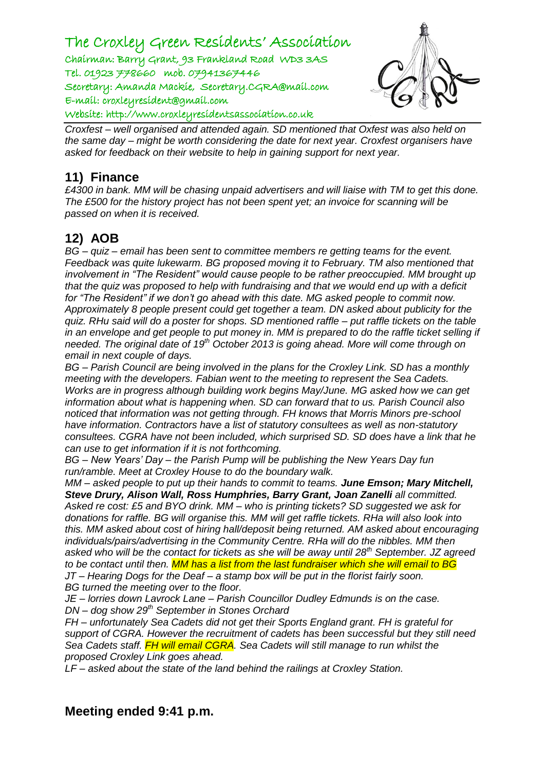# The Croxley Green Residents' Association

Chairman: Barry Grant, 93 Frankland Road WD3 3AS
Tel. 01923 778660 mob. 07941367446
Secretary: Amanda Mackie, Secretary.CGRA@mail.com
E-mail: croxleyresident@gmail.com
Website: http://www.croxleyresidentsassociation.co.uk

*Croxfest – well organised and attended again. SD mentioned that Oxfest was also held on the same day – might be worth considering the date for next year. Croxfest organisers have asked for feedback on their website to help in gaining support for next year.*

## 11) Finance

*£4300 in bank. MM will be chasing unpaid advertisers and will liaise with TM to get this done. The £500 for the history project has not been spent yet; an invoice for scanning will be passed on when it is received.*

## 12) AOB

*BG – quiz – email has been sent to committee members re getting teams for the event. Feedback was quite lukewarm. BG proposed moving it to February. TM also mentioned that involvement in "The Resident" would cause people to be rather preoccupied. MM brought up that the quiz was proposed to help with fundraising and that we would end up with a deficit for "The Resident" if we don't go ahead with this date. MG asked people to commit now. Approximately 8 people present could get together a team. DN asked about publicity for the quiz. RHu said will do a poster for shops. SD mentioned raffle – put raffle tickets on the table in an envelope and get people to put money in. MM is prepared to do the raffle ticket selling if needed. The original date of 19th October 2013 is going ahead. More will come through on email in next couple of days.*

*BG – Parish Council are being involved in the plans for the Croxley Link. SD has a monthly meeting with the developers. Fabian went to the meeting to represent the Sea Cadets. Works are in progress although building work begins May/June. MG asked how we can get information about what is happening when. SD can forward that to us. Parish Council also noticed that information was not getting through. FH knows that Morris Minors pre-school have information. Contractors have a list of statutory consultees as well as non-statutory consultees. CGRA have not been included, which surprised SD. SD does have a link that he can use to get information if it is not forthcoming.*

*BG – New Years' Day – the Parish Pump will be publishing the New Years Day fun run/ramble. Meet at Croxley House to do the boundary walk.*

*MM – asked people to put up their hands to commit to teams. **June Emson; Mary Mitchell, Steve Drury, Alison Wall, Ross Humphries, Barry Grant, Joan Zanelli** all committed. Asked re cost: £5 and BYO drink. MM – who is printing tickets? SD suggested we ask for donations for raffle. BG will organise this. MM will get raffle tickets. RHa will also look into this. MM asked about cost of hiring hall/deposit being returned. AM asked about encouraging individuals/pairs/advertising in the Community Centre. RHa will do the nibbles. MM then asked who will be the contact for tickets as she will be away until 28th September. JZ agreed to be contact until then. MM has a list from the last fundraiser which she will email to BG*

*JT – Hearing Dogs for the Deaf – a stamp box will be put in the florist fairly soon.*

*BG turned the meeting over to the floor.*

*JE – lorries down Lavrock Lane – Parish Councillor Dudley Edmunds is on the case.*

*DN – dog show 29th September in Stones Orchard*

*FH – unfortunately Sea Cadets did not get their Sports England grant. FH is grateful for support of CGRA. However the recruitment of cadets has been successful but they still need Sea Cadets staff. FH will email CGRA. Sea Cadets will still manage to run whilst the proposed Croxley Link goes ahead.*

*LF – asked about the state of the land behind the railings at Croxley Station.*

## Meeting ended 9:41 p.m.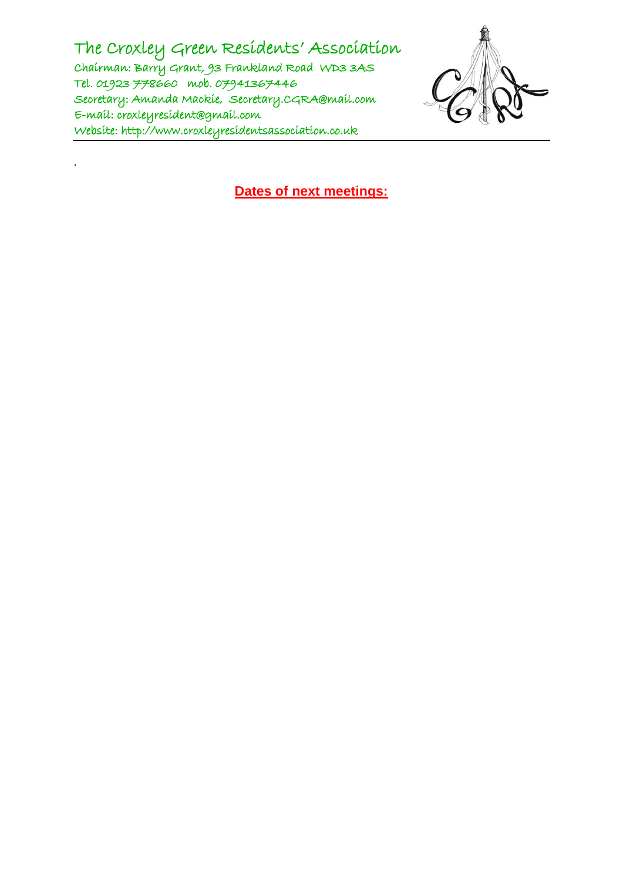# The Croxley Green Residents' Association

Chairman: Barry Grant, 93 Frankland Road WD3 3AS
Tel. 01923 778660 mob. 07941367446
Secretary: Amanda Mackie, Secretary.CGRA@mail.com
E-mail: croxleyresident@gmail.com
Website: http://www.croxleyresidentsassociation.co.uk

.

**Dates of next meetings:**